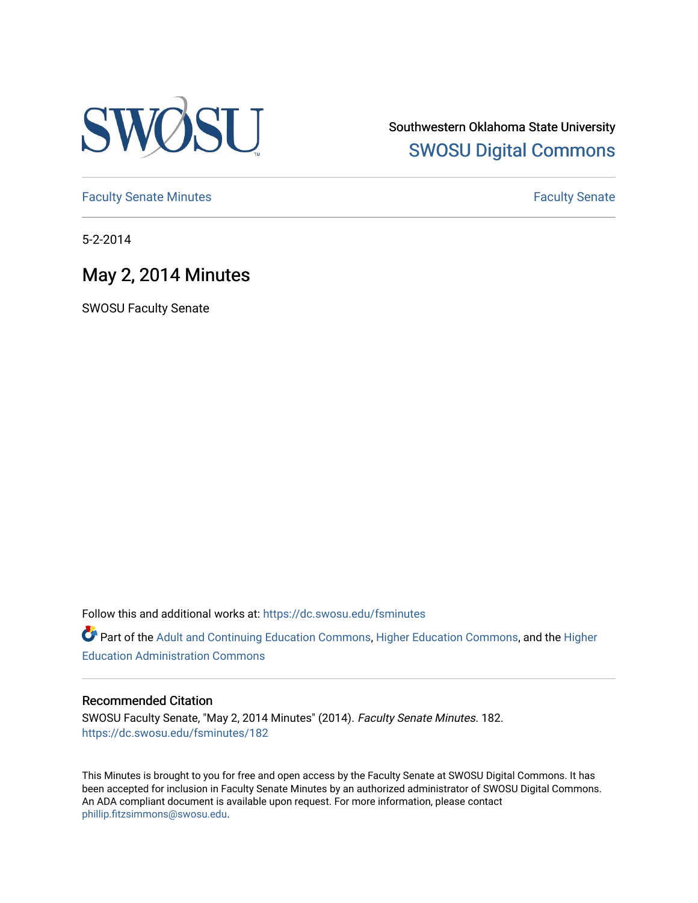Southwestern Oklahoma State University

SWOSU Digital Commons

Faculty Senate Minutes

Faculty Senate

5-2-2014

# May 2, 2014 Minutes

SWOSU Faculty Senate

Follow this and additional works at: https://dc.swosu.edu/fsminutes

Part of the Adult and Continuing Education Commons, Higher Education Commons, and the Higher Education Administration Commons

## Recommended Citation

SWOSU Faculty Senate, "May 2, 2014 Minutes" (2014). *Faculty Senate Minutes*. 182.
https://dc.swosu.edu/fsminutes/182

This Minutes is brought to you for free and open access by the Faculty Senate at SWOSU Digital Commons. It has been accepted for inclusion in Faculty Senate Minutes by an authorized administrator of SWOSU Digital Commons. An ADA compliant document is available upon request. For more information, please contact phillip.fitzsimmons@swosu.edu.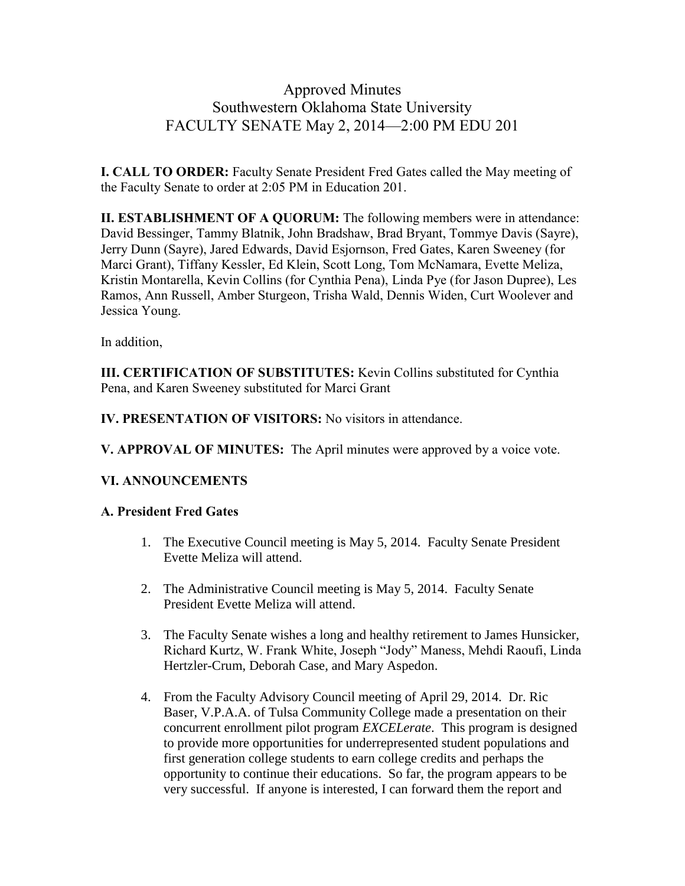# Approved Minutes
# Southwestern Oklahoma State University
# FACULTY SENATE May 2, 2014—2:00 PM EDU 201

**I. CALL TO ORDER:** Faculty Senate President Fred Gates called the May meeting of the Faculty Senate to order at 2:05 PM in Education 201.

**II. ESTABLISHMENT OF A QUORUM:** The following members were in attendance: David Bessinger, Tammy Blatnik, John Bradshaw, Brad Bryant, Tommye Davis (Sayre), Jerry Dunn (Sayre), Jared Edwards, David Esjornson, Fred Gates, Karen Sweeney (for Marci Grant), Tiffany Kessler, Ed Klein, Scott Long, Tom McNamara, Evette Meliza, Kristin Montarella, Kevin Collins (for Cynthia Pena), Linda Pye (for Jason Dupree), Les Ramos, Ann Russell, Amber Sturgeon, Trisha Wald, Dennis Widen, Curt Woolever and Jessica Young.

In addition,

**III. CERTIFICATION OF SUBSTITUTES:** Kevin Collins substituted for Cynthia Pena, and Karen Sweeney substituted for Marci Grant

**IV. PRESENTATION OF VISITORS:** No visitors in attendance.

**V. APPROVAL OF MINUTES:** The April minutes were approved by a voice vote.

**VI. ANNOUNCEMENTS**

**A. President Fred Gates**

1. The Executive Council meeting is May 5, 2014. Faculty Senate President Evette Meliza will attend.

2. The Administrative Council meeting is May 5, 2014. Faculty Senate President Evette Meliza will attend.

3. The Faculty Senate wishes a long and healthy retirement to James Hunsicker, Richard Kurtz, W. Frank White, Joseph "Jody" Maness, Mehdi Raoufi, Linda Hertzler-Crum, Deborah Case, and Mary Aspedon.

4. From the Faculty Advisory Council meeting of April 29, 2014. Dr. Ric Baser, V.P.A.A. of Tulsa Community College made a presentation on their concurrent enrollment pilot program *EXCELerate*. This program is designed to provide more opportunities for underrepresented student populations and first generation college students to earn college credits and perhaps the opportunity to continue their educations. So far, the program appears to be very successful. If anyone is interested, I can forward them the report and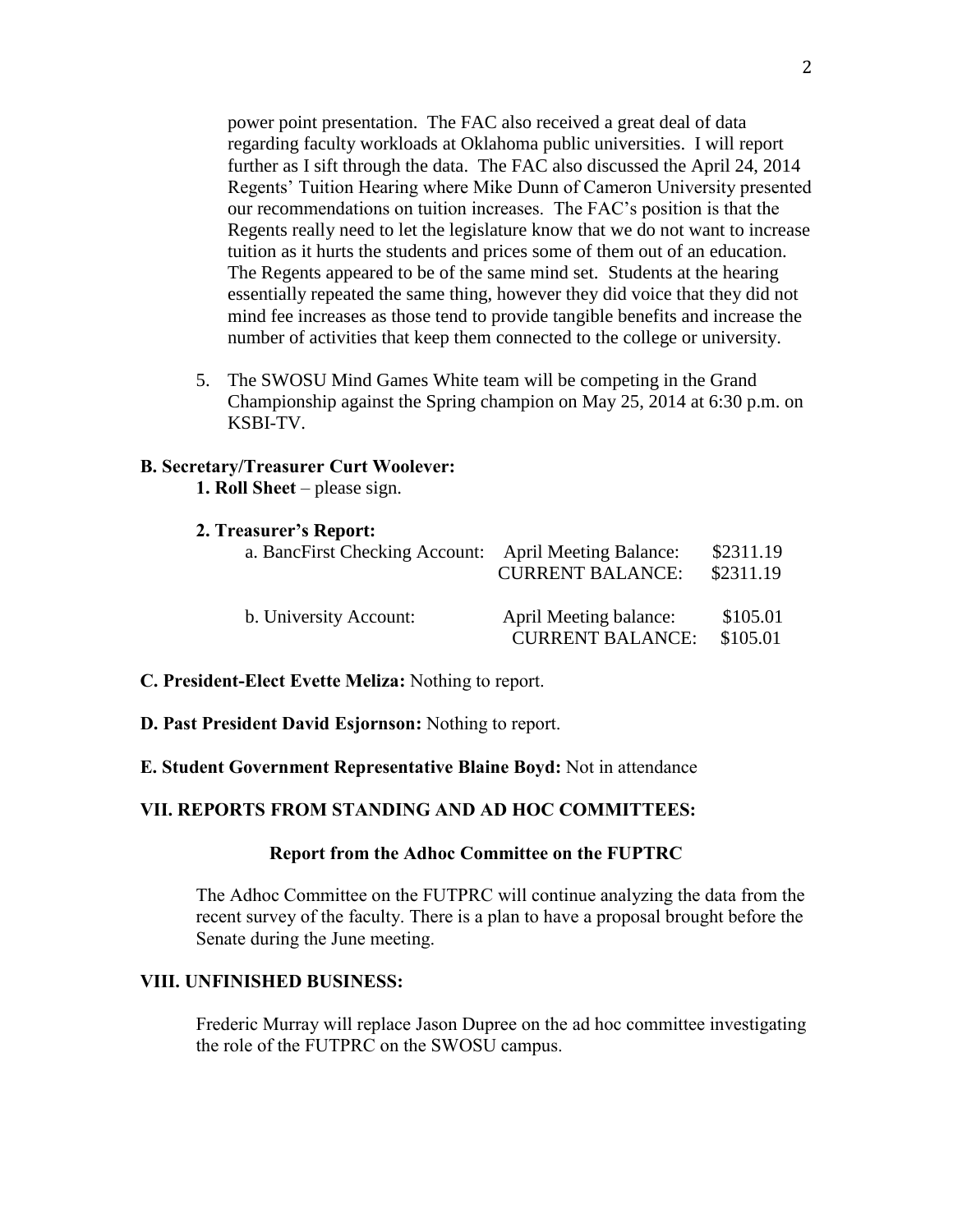power point presentation. The FAC also received a great deal of data regarding faculty workloads at Oklahoma public universities. I will report further as I sift through the data. The FAC also discussed the April 24, 2014 Regents' Tuition Hearing where Mike Dunn of Cameron University presented our recommendations on tuition increases. The FAC's position is that the Regents really need to let the legislature know that we do not want to increase tuition as it hurts the students and prices some of them out of an education. The Regents appeared to be of the same mind set. Students at the hearing essentially repeated the same thing, however they did voice that they did not mind fee increases as those tend to provide tangible benefits and increase the number of activities that keep them connected to the college or university.

5. The SWOSU Mind Games White team will be competing in the Grand Championship against the Spring champion on May 25, 2014 at 6:30 p.m. on KSBI-TV.

**B. Secretary/Treasurer Curt Woolever:**

**1. Roll Sheet** – please sign.

**2. Treasurer's Report:**

| | | |
|---|---|---|
| a. BancFirst Checking Account: | April Meeting Balance: | $2311.19 |
| | CURRENT BALANCE: | $2311.19 |
| b. University Account: | April Meeting balance: | $105.01 |
| | CURRENT BALANCE: | $105.01 |

**C. President-Elect Evette Meliza:** Nothing to report.

**D. Past President David Esjornson:** Nothing to report.

**E. Student Government Representative Blaine Boyd:** Not in attendance

## VII. REPORTS FROM STANDING AND AD HOC COMMITTEES:

**Report from the Adhoc Committee on the FUPTRC**

The Adhoc Committee on the FUTPRC will continue analyzing the data from the recent survey of the faculty. There is a plan to have a proposal brought before the Senate during the June meeting.

## VIII. UNFINISHED BUSINESS:

Frederic Murray will replace Jason Dupree on the ad hoc committee investigating the role of the FUTPRC on the SWOSU campus.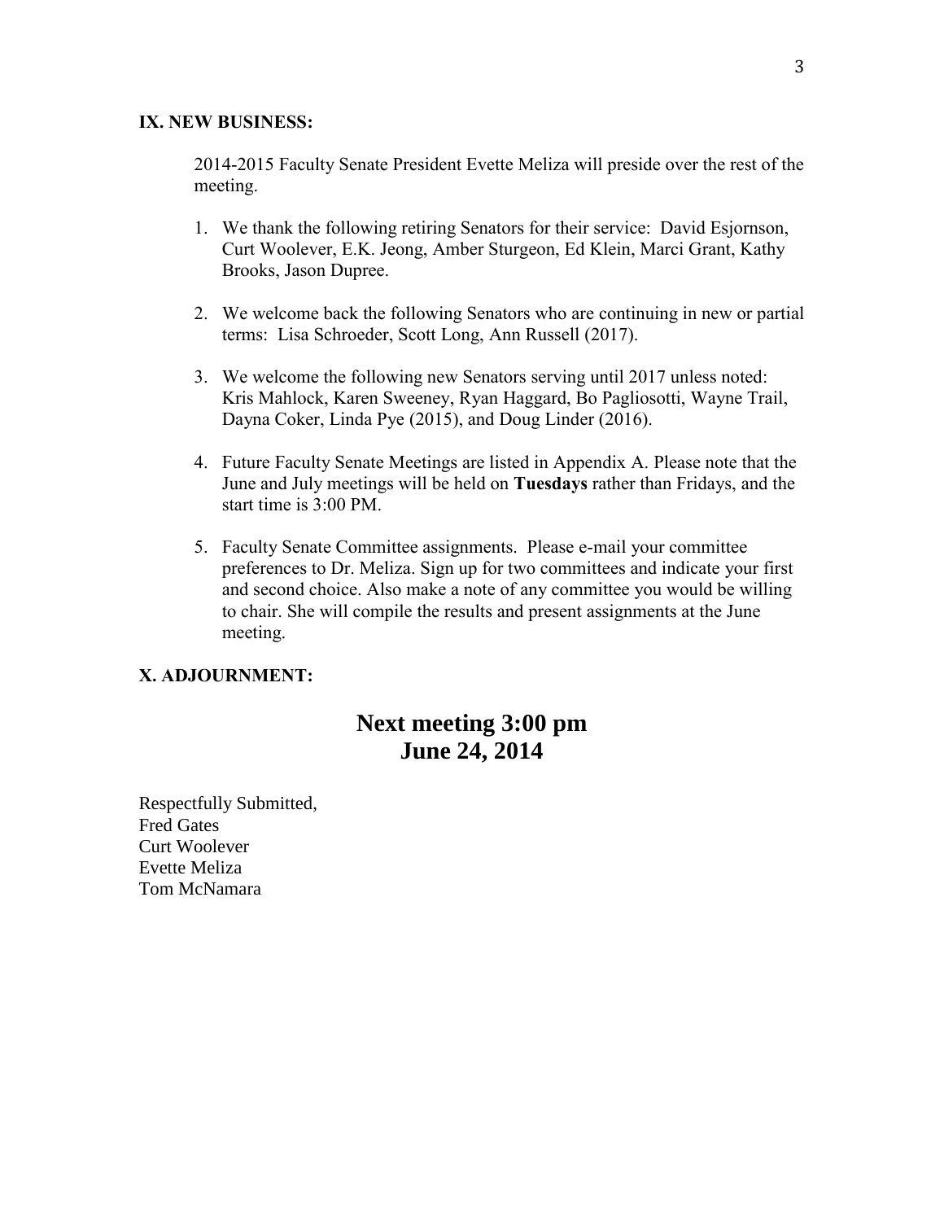**IX. NEW BUSINESS:**

2014-2015 Faculty Senate President Evette Meliza will preside over the rest of the meeting.

1. We thank the following retiring Senators for their service: David Esjornson, Curt Woolever, E.K. Jeong, Amber Sturgeon, Ed Klein, Marci Grant, Kathy Brooks, Jason Dupree.

2. We welcome back the following Senators who are continuing in new or partial terms: Lisa Schroeder, Scott Long, Ann Russell (2017).

3. We welcome the following new Senators serving until 2017 unless noted: Kris Mahlock, Karen Sweeney, Ryan Haggard, Bo Pagliosotti, Wayne Trail, Dayna Coker, Linda Pye (2015), and Doug Linder (2016).

4. Future Faculty Senate Meetings are listed in Appendix A. Please note that the June and July meetings will be held on **Tuesdays** rather than Fridays, and the start time is 3:00 PM.

5. Faculty Senate Committee assignments. Please e-mail your committee preferences to Dr. Meliza. Sign up for two committees and indicate your first and second choice. Also make a note of any committee you would be willing to chair. She will compile the results and present assignments at the June meeting.

**X. ADJOURNMENT:**

**Next meeting 3:00 pm**
**June 24, 2014**

Respectfully Submitted,
Fred Gates
Curt Woolever
Evette Meliza
Tom McNamara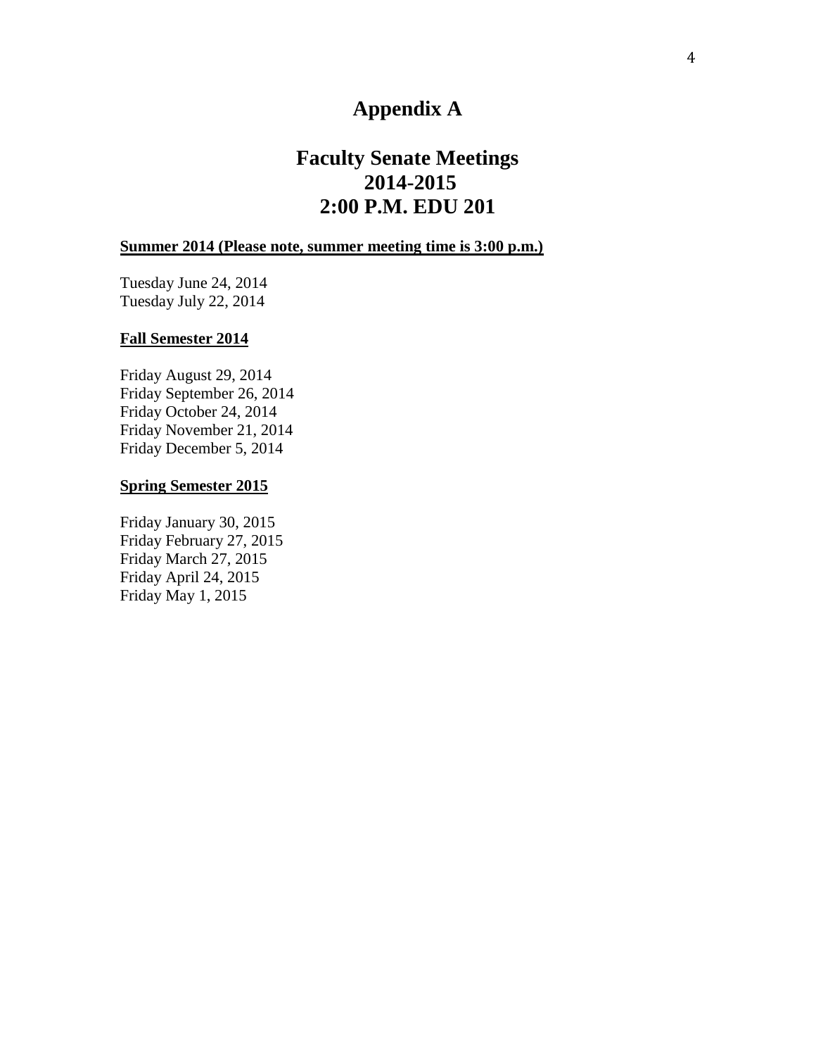# Appendix A

## Faculty Senate Meetings
## 2014-2015
## 2:00 P.M. EDU 201

**Summer 2014 (Please note, summer meeting time is 3:00 p.m.)**

Tuesday June 24, 2014
Tuesday July 22, 2014

**Fall Semester 2014**

Friday August 29, 2014
Friday September 26, 2014
Friday October 24, 2014
Friday November 21, 2014
Friday December 5, 2014

**Spring Semester 2015**

Friday January 30, 2015
Friday February 27, 2015
Friday March 27, 2015
Friday April 24, 2015
Friday May 1, 2015